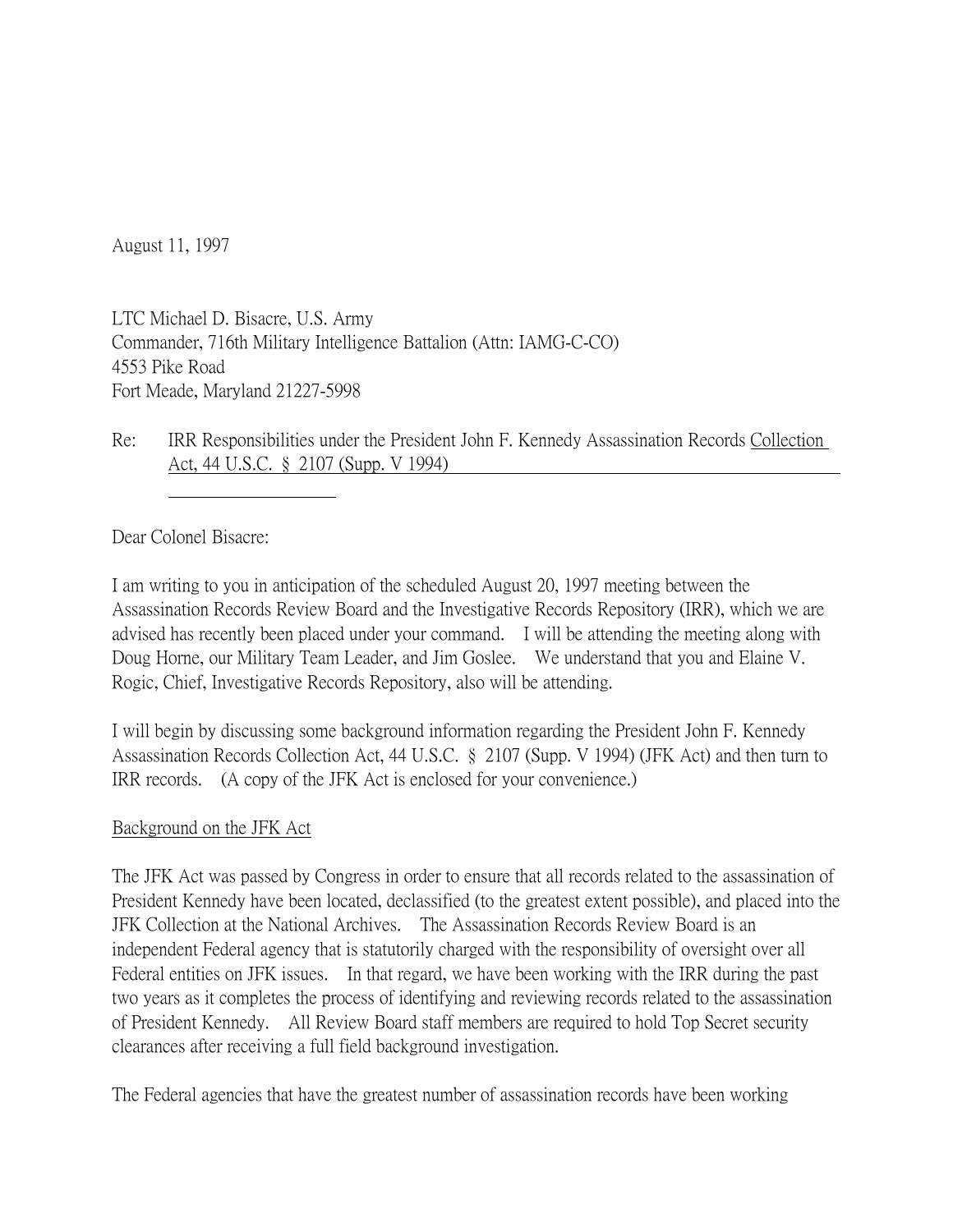August 11, 1997

LTC Michael D. Bisacre, U.S. Army
Commander, 716th Military Intelligence Battalion (Attn: IAMG-C-CO)
4553 Pike Road
Fort Meade, Maryland 21227-5998

Re: IRR Responsibilities under the President John F. Kennedy Assassination Records Collection Act, 44 U.S.C. § 2107 (Supp. V 1994)

Dear Colonel Bisacre:

I am writing to you in anticipation of the scheduled August 20, 1997 meeting between the Assassination Records Review Board and the Investigative Records Repository (IRR), which we are advised has recently been placed under your command. I will be attending the meeting along with Doug Horne, our Military Team Leader, and Jim Goslee. We understand that you and Elaine V. Rogic, Chief, Investigative Records Repository, also will be attending.

I will begin by discussing some background information regarding the President John F. Kennedy Assassination Records Collection Act, 44 U.S.C. § 2107 (Supp. V 1994) (JFK Act) and then turn to IRR records. (A copy of the JFK Act is enclosed for your convenience.)

Background on the JFK Act

The JFK Act was passed by Congress in order to ensure that all records related to the assassination of President Kennedy have been located, declassified (to the greatest extent possible), and placed into the JFK Collection at the National Archives. The Assassination Records Review Board is an independent Federal agency that is statutorily charged with the responsibility of oversight over all Federal entities on JFK issues. In that regard, we have been working with the IRR during the past two years as it completes the process of identifying and reviewing records related to the assassination of President Kennedy. All Review Board staff members are required to hold Top Secret security clearances after receiving a full field background investigation.

The Federal agencies that have the greatest number of assassination records have been working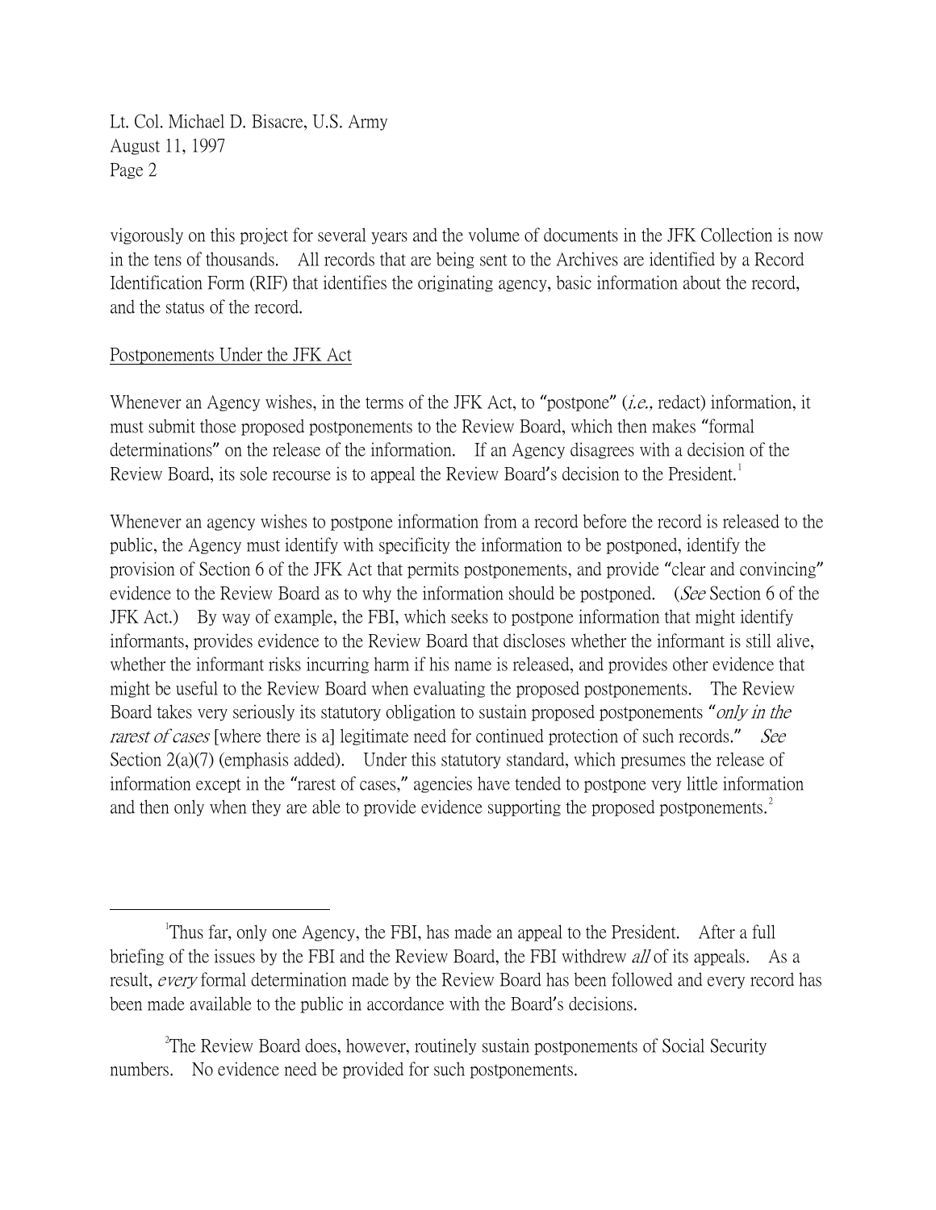vigorously on this project for several years and the volume of documents in the JFK Collection is now in the tens of thousands. All records that are being sent to the Archives are identified by a Record Identification Form (RIF) that identifies the originating agency, basic information about the record, and the status of the record.

Postponements Under the JFK Act

Whenever an Agency wishes, in the terms of the JFK Act, to "postpone" (*i.e.,* redact) information, it must submit those proposed postponements to the Review Board, which then makes "formal determinations" on the release of the information. If an Agency disagrees with a decision of the Review Board, its sole recourse is to appeal the Review Board's decision to the President.[1]

Whenever an agency wishes to postpone information from a record before the record is released to the public, the Agency must identify with specificity the information to be postponed, identify the provision of Section 6 of the JFK Act that permits postponements, and provide "clear and convincing" evidence to the Review Board as to why the information should be postponed. (*See* Section 6 of the JFK Act.) By way of example, the FBI, which seeks to postpone information that might identify informants, provides evidence to the Review Board that discloses whether the informant is still alive, whether the informant risks incurring harm if his name is released, and provides other evidence that might be useful to the Review Board when evaluating the proposed postponements. The Review Board takes very seriously its statutory obligation to sustain proposed postponements "*only in the rarest of cases* [where there is a] legitimate need for continued protection of such records." *See* Section 2(a)(7) (emphasis added). Under this statutory standard, which presumes the release of information except in the "rarest of cases," agencies have tended to postpone very little information and then only when they are able to provide evidence supporting the proposed postponements.[2]

---

[1]Thus far, only one Agency, the FBI, has made an appeal to the President. After a full briefing of the issues by the FBI and the Review Board, the FBI withdrew *all* of its appeals. As a result, *every* formal determination made by the Review Board has been followed and every record has been made available to the public in accordance with the Board's decisions.

[2]The Review Board does, however, routinely sustain postponements of Social Security numbers. No evidence need be provided for such postponements.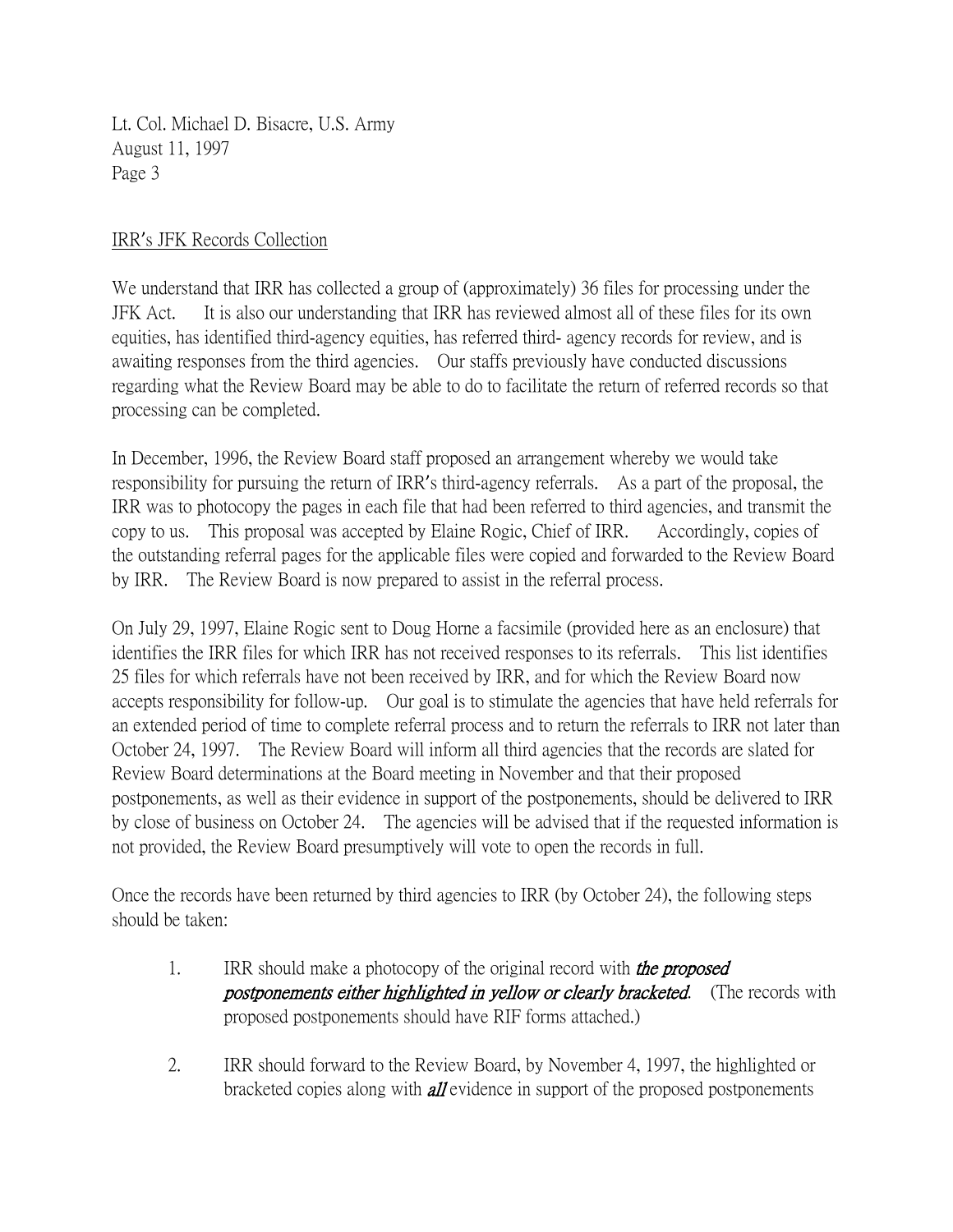Lt. Col. Michael D. Bisacre, U.S. Army
August 11, 1997
Page 3

IRR's JFK Records Collection

We understand that IRR has collected a group of (approximately) 36 files for processing under the JFK Act. It is also our understanding that IRR has reviewed almost all of these files for its own equities, has identified third-agency equities, has referred third- agency records for review, and is awaiting responses from the third agencies. Our staffs previously have conducted discussions regarding what the Review Board may be able to do to facilitate the return of referred records so that processing can be completed.

In December, 1996, the Review Board staff proposed an arrangement whereby we would take responsibility for pursuing the return of IRR's third-agency referrals. As a part of the proposal, the IRR was to photocopy the pages in each file that had been referred to third agencies, and transmit the copy to us. This proposal was accepted by Elaine Rogic, Chief of IRR. Accordingly, copies of the outstanding referral pages for the applicable files were copied and forwarded to the Review Board by IRR. The Review Board is now prepared to assist in the referral process.

On July 29, 1997, Elaine Rogic sent to Doug Horne a facsimile (provided here as an enclosure) that identifies the IRR files for which IRR has not received responses to its referrals. This list identifies 25 files for which referrals have not been received by IRR, and for which the Review Board now accepts responsibility for follow-up. Our goal is to stimulate the agencies that have held referrals for an extended period of time to complete referral process and to return the referrals to IRR not later than October 24, 1997. The Review Board will inform all third agencies that the records are slated for Review Board determinations at the Board meeting in November and that their proposed postponements, as well as their evidence in support of the postponements, should be delivered to IRR by close of business on October 24. The agencies will be advised that if the requested information is not provided, the Review Board presumptively will vote to open the records in full.

Once the records have been returned by third agencies to IRR (by October 24), the following steps should be taken:

1. IRR should make a photocopy of the original record with ***the proposed postponements either highlighted in yellow or clearly bracketed***. (The records with proposed postponements should have RIF forms attached.)

2. IRR should forward to the Review Board, by November 4, 1997, the highlighted or bracketed copies along with ***all*** evidence in support of the proposed postponements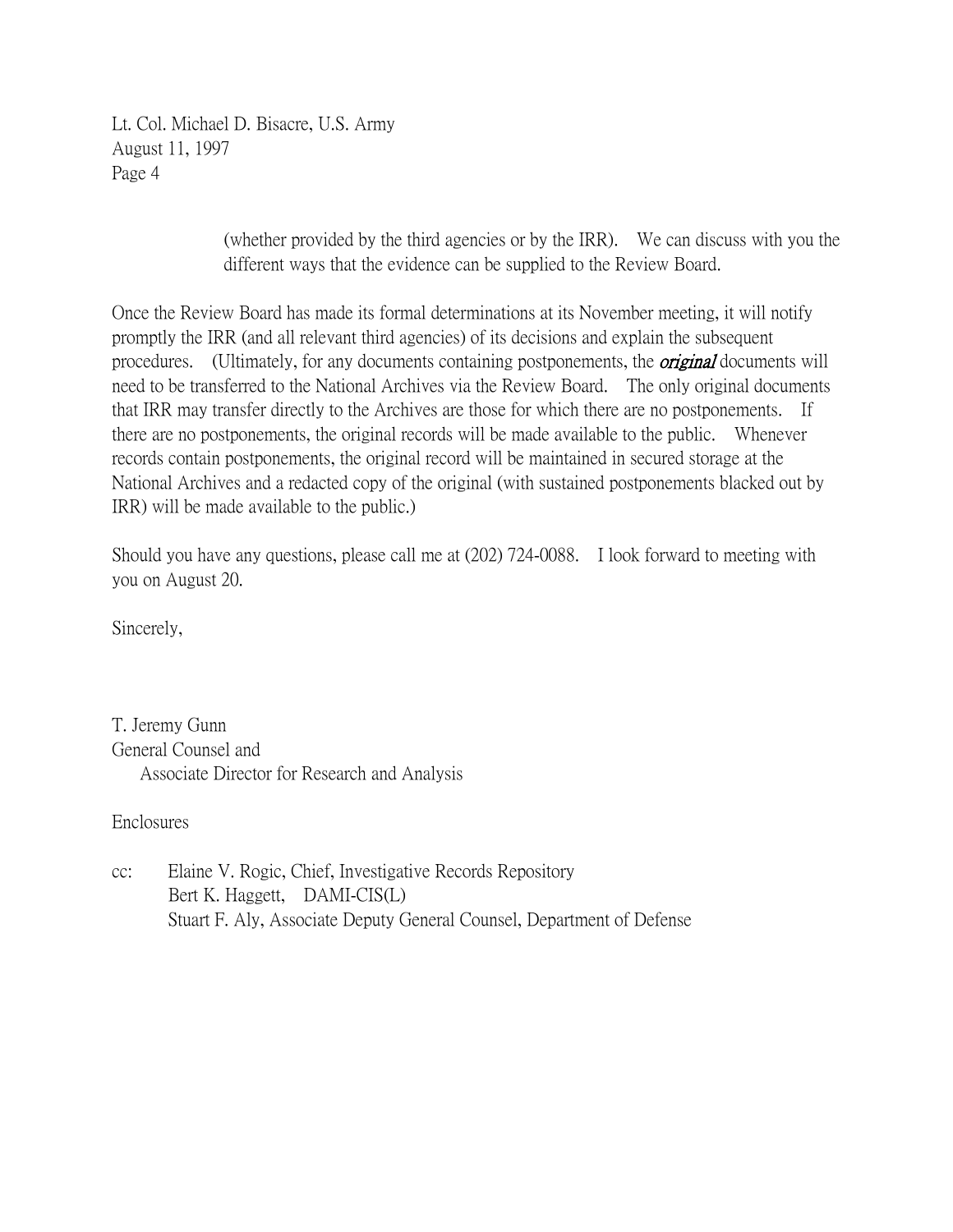(whether provided by the third agencies or by the IRR). We can discuss with you the different ways that the evidence can be supplied to the Review Board.

Once the Review Board has made its formal determinations at its November meeting, it will notify promptly the IRR (and all relevant third agencies) of its decisions and explain the subsequent procedures. (Ultimately, for any documents containing postponements, the ***original*** documents will need to be transferred to the National Archives via the Review Board. The only original documents that IRR may transfer directly to the Archives are those for which there are no postponements. If there are no postponements, the original records will be made available to the public. Whenever records contain postponements, the original record will be maintained in secured storage at the National Archives and a redacted copy of the original (with sustained postponements blacked out by IRR) will be made available to the public.)

Should you have any questions, please call me at (202) 724-0088. I look forward to meeting with you on August 20.

Sincerely,

T. Jeremy Gunn
General Counsel and
Associate Director for Research and Analysis

Enclosures

cc: Elaine V. Rogic, Chief, Investigative Records Repository
Bert K. Haggett, DAMI-CIS(L)
Stuart F. Aly, Associate Deputy General Counsel, Department of Defense